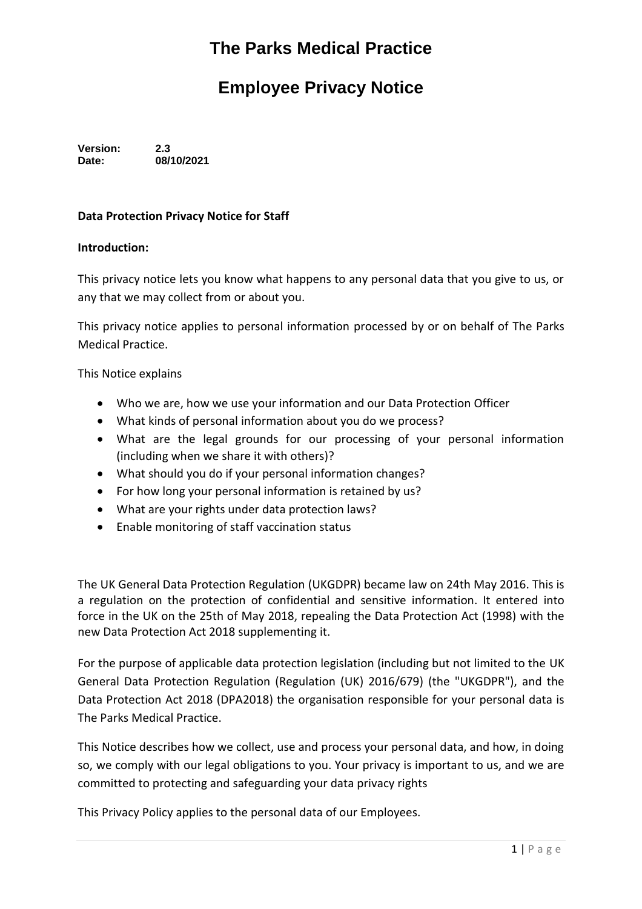# The Parks Medical Practice

# Employee Privacy Notice

**Version:** **2.3**
**Date:** **08/10/2021**

**Data Protection Privacy Notice for Staff**

**Introduction:**

This privacy notice lets you know what happens to any personal data that you give to us, or any that we may collect from or about you.

This privacy notice applies to personal information processed by or on behalf of The Parks Medical Practice.

This Notice explains

- Who we are, how we use your information and our Data Protection Officer
- What kinds of personal information about you do we process?
- What are the legal grounds for our processing of your personal information (including when we share it with others)?
- What should you do if your personal information changes?
- For how long your personal information is retained by us?
- What are your rights under data protection laws?
- Enable monitoring of staff vaccination status

The UK General Data Protection Regulation (UKGDPR) became law on 24th May 2016. This is a regulation on the protection of confidential and sensitive information. It entered into force in the UK on the 25th of May 2018, repealing the Data Protection Act (1998) with the new Data Protection Act 2018 supplementing it.

For the purpose of applicable data protection legislation (including but not limited to the UK General Data Protection Regulation (Regulation (UK) 2016/679) (the "UKGDPR"), and the Data Protection Act 2018 (DPA2018) the organisation responsible for your personal data is The Parks Medical Practice.

This Notice describes how we collect, use and process your personal data, and how, in doing so, we comply with our legal obligations to you. Your privacy is important to us, and we are committed to protecting and safeguarding your data privacy rights

This Privacy Policy applies to the personal data of our Employees.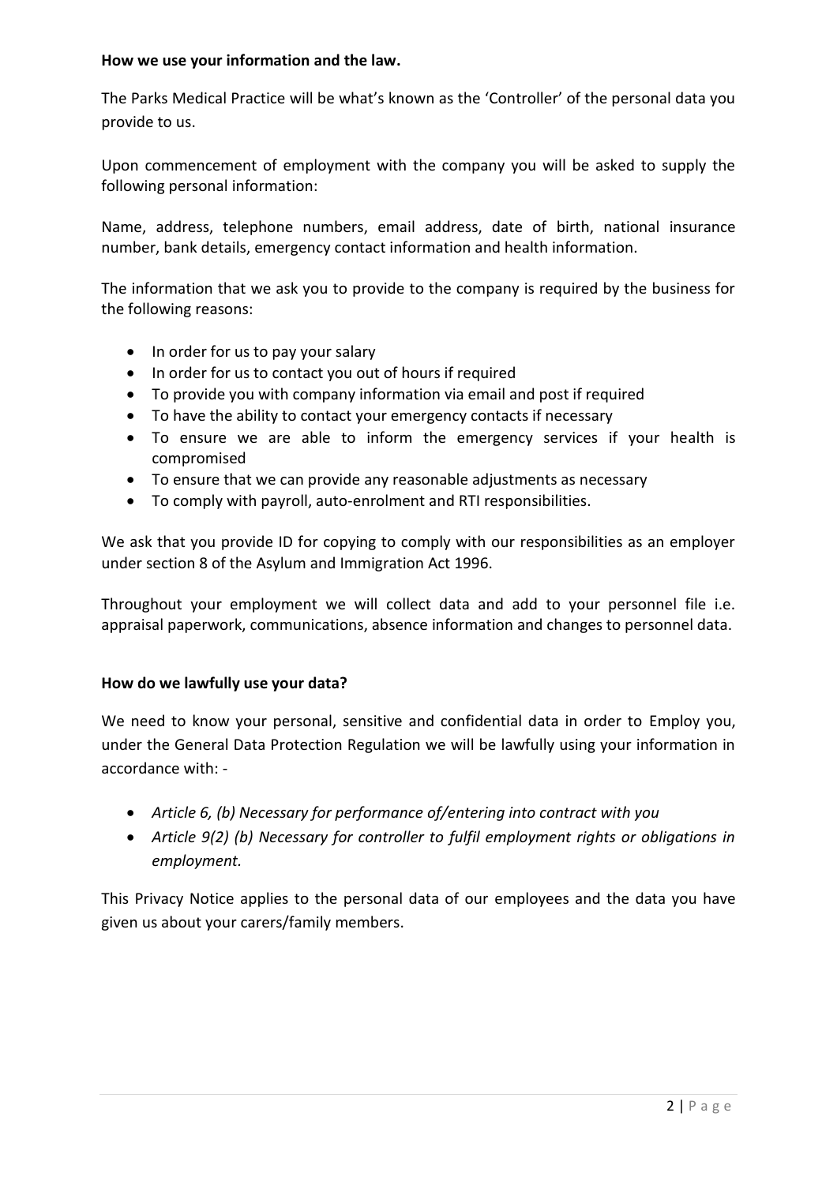**How we use your information and the law.**

The Parks Medical Practice will be what's known as the 'Controller' of the personal data you provide to us.

Upon commencement of employment with the company you will be asked to supply the following personal information:

Name, address, telephone numbers, email address, date of birth, national insurance number, bank details, emergency contact information and health information.

The information that we ask you to provide to the company is required by the business for the following reasons:

- In order for us to pay your salary
- In order for us to contact you out of hours if required
- To provide you with company information via email and post if required
- To have the ability to contact your emergency contacts if necessary
- To ensure we are able to inform the emergency services if your health is compromised
- To ensure that we can provide any reasonable adjustments as necessary
- To comply with payroll, auto-enrolment and RTI responsibilities.

We ask that you provide ID for copying to comply with our responsibilities as an employer under section 8 of the Asylum and Immigration Act 1996.

Throughout your employment we will collect data and add to your personnel file i.e. appraisal paperwork, communications, absence information and changes to personnel data.

**How do we lawfully use your data?**

We need to know your personal, sensitive and confidential data in order to Employ you, under the General Data Protection Regulation we will be lawfully using your information in accordance with: -

- *Article 6, (b) Necessary for performance of/entering into contract with you*
- *Article 9(2) (b) Necessary for controller to fulfil employment rights or obligations in employment.*

This Privacy Notice applies to the personal data of our employees and the data you have given us about your carers/family members.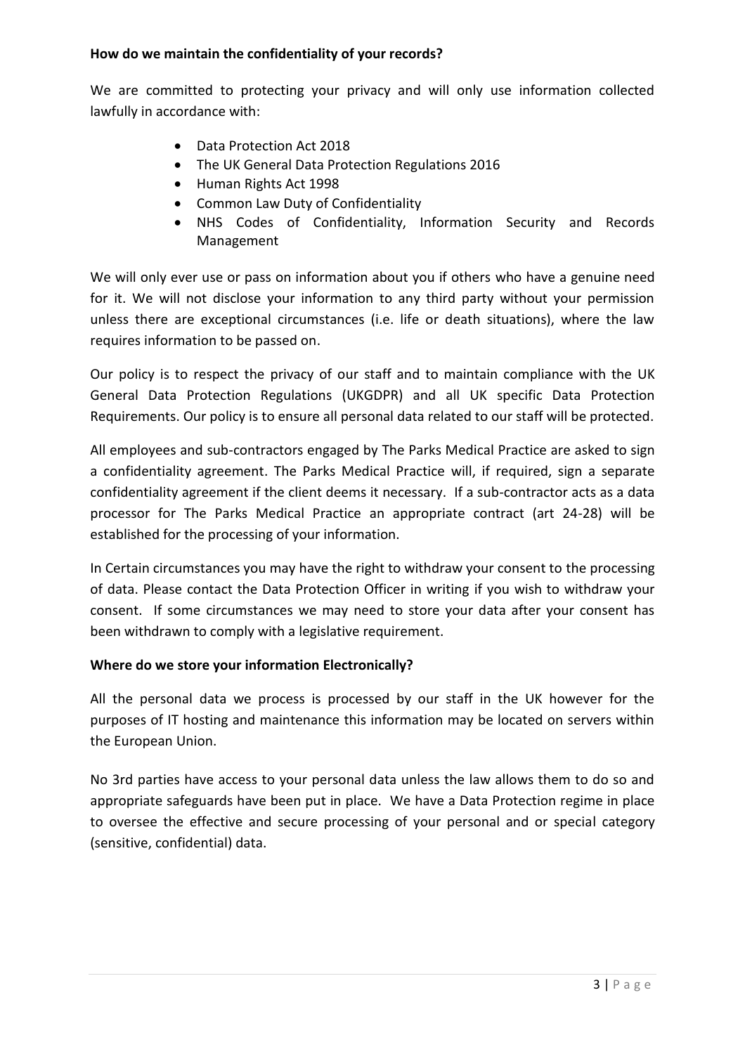**How do we maintain the confidentiality of your records?**

We are committed to protecting your privacy and will only use information collected lawfully in accordance with:

- Data Protection Act 2018
- The UK General Data Protection Regulations 2016
- Human Rights Act 1998
- Common Law Duty of Confidentiality
- NHS Codes of Confidentiality, Information Security and Records Management

We will only ever use or pass on information about you if others who have a genuine need for it. We will not disclose your information to any third party without your permission unless there are exceptional circumstances (i.e. life or death situations), where the law requires information to be passed on.

Our policy is to respect the privacy of our staff and to maintain compliance with the UK General Data Protection Regulations (UKGDPR) and all UK specific Data Protection Requirements. Our policy is to ensure all personal data related to our staff will be protected.

All employees and sub-contractors engaged by The Parks Medical Practice are asked to sign a confidentiality agreement. The Parks Medical Practice will, if required, sign a separate confidentiality agreement if the client deems it necessary. If a sub-contractor acts as a data processor for The Parks Medical Practice an appropriate contract (art 24-28) will be established for the processing of your information.

In Certain circumstances you may have the right to withdraw your consent to the processing of data. Please contact the Data Protection Officer in writing if you wish to withdraw your consent. If some circumstances we may need to store your data after your consent has been withdrawn to comply with a legislative requirement.

**Where do we store your information Electronically?**

All the personal data we process is processed by our staff in the UK however for the purposes of IT hosting and maintenance this information may be located on servers within the European Union.

No 3rd parties have access to your personal data unless the law allows them to do so and appropriate safeguards have been put in place. We have a Data Protection regime in place to oversee the effective and secure processing of your personal and or special category (sensitive, confidential) data.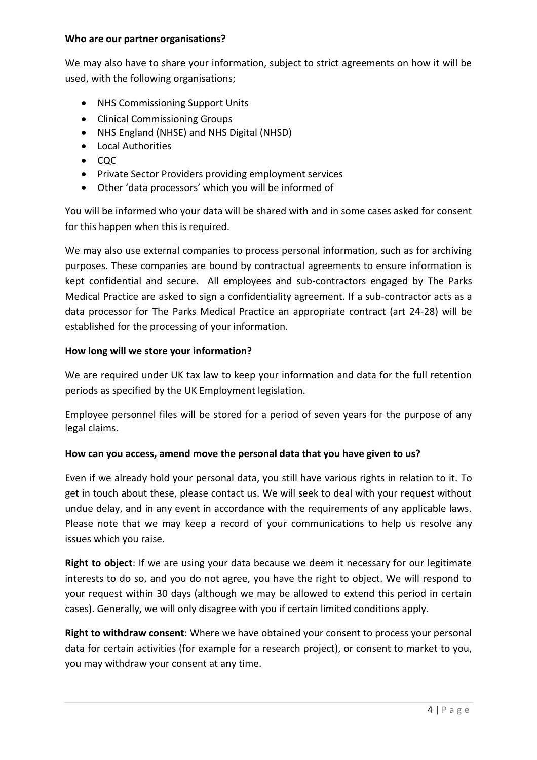**Who are our partner organisations?**

We may also have to share your information, subject to strict agreements on how it will be used, with the following organisations;

- NHS Commissioning Support Units
- Clinical Commissioning Groups
- NHS England (NHSE) and NHS Digital (NHSD)
- Local Authorities
- CQC
- Private Sector Providers providing employment services
- Other 'data processors' which you will be informed of

You will be informed who your data will be shared with and in some cases asked for consent for this happen when this is required.

We may also use external companies to process personal information, such as for archiving purposes. These companies are bound by contractual agreements to ensure information is kept confidential and secure. All employees and sub-contractors engaged by The Parks Medical Practice are asked to sign a confidentiality agreement. If a sub-contractor acts as a data processor for The Parks Medical Practice an appropriate contract (art 24-28) will be established for the processing of your information.

**How long will we store your information?**

We are required under UK tax law to keep your information and data for the full retention periods as specified by the UK Employment legislation.

Employee personnel files will be stored for a period of seven years for the purpose of any legal claims.

**How can you access, amend move the personal data that you have given to us?**

Even if we already hold your personal data, you still have various rights in relation to it. To get in touch about these, please contact us. We will seek to deal with your request without undue delay, and in any event in accordance with the requirements of any applicable laws. Please note that we may keep a record of your communications to help us resolve any issues which you raise.

**Right to object**: If we are using your data because we deem it necessary for our legitimate interests to do so, and you do not agree, you have the right to object. We will respond to your request within 30 days (although we may be allowed to extend this period in certain cases). Generally, we will only disagree with you if certain limited conditions apply.

**Right to withdraw consent**: Where we have obtained your consent to process your personal data for certain activities (for example for a research project), or consent to market to you, you may withdraw your consent at any time.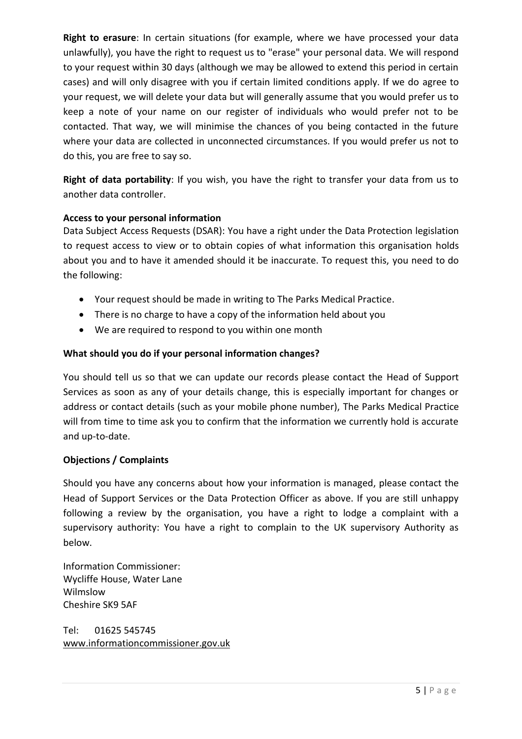**Right to erasure**: In certain situations (for example, where we have processed your data unlawfully), you have the right to request us to "erase" your personal data. We will respond to your request within 30 days (although we may be allowed to extend this period in certain cases) and will only disagree with you if certain limited conditions apply. If we do agree to your request, we will delete your data but will generally assume that you would prefer us to keep a note of your name on our register of individuals who would prefer not to be contacted. That way, we will minimise the chances of you being contacted in the future where your data are collected in unconnected circumstances. If you would prefer us not to do this, you are free to say so.

**Right of data portability**: If you wish, you have the right to transfer your data from us to another data controller.

**Access to your personal information**

Data Subject Access Requests (DSAR): You have a right under the Data Protection legislation to request access to view or to obtain copies of what information this organisation holds about you and to have it amended should it be inaccurate. To request this, you need to do the following:

- Your request should be made in writing to The Parks Medical Practice.
- There is no charge to have a copy of the information held about you
- We are required to respond to you within one month

**What should you do if your personal information changes?**

You should tell us so that we can update our records please contact the Head of Support Services as soon as any of your details change, this is especially important for changes or address or contact details (such as your mobile phone number), The Parks Medical Practice will from time to time ask you to confirm that the information we currently hold is accurate and up-to-date.

**Objections / Complaints**

Should you have any concerns about how your information is managed, please contact the Head of Support Services or the Data Protection Officer as above. If you are still unhappy following a review by the organisation, you have a right to lodge a complaint with a supervisory authority: You have a right to complain to the UK supervisory Authority as below.

Information Commissioner:
Wycliffe House, Water Lane
Wilmslow
Cheshire SK9 5AF

Tel: 01625 545745
www.informationcommissioner.gov.uk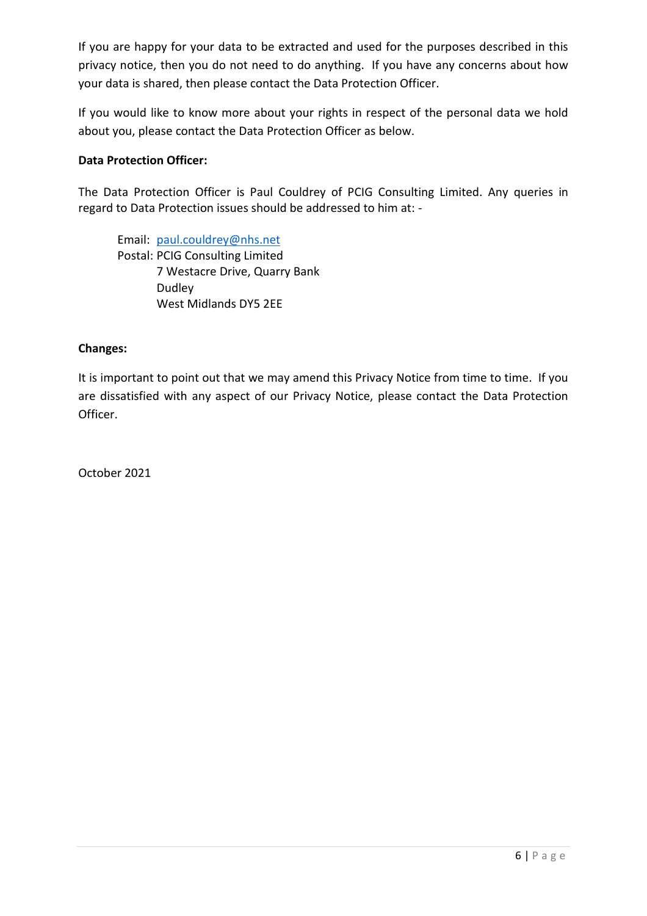If you are happy for your data to be extracted and used for the purposes described in this privacy notice, then you do not need to do anything. If you have any concerns about how your data is shared, then please contact the Data Protection Officer.

If you would like to know more about your rights in respect of the personal data we hold about you, please contact the Data Protection Officer as below.

**Data Protection Officer:**

The Data Protection Officer is Paul Couldrey of PCIG Consulting Limited. Any queries in regard to Data Protection issues should be addressed to him at: -

Email: paul.couldrey@nhs.net
Postal: PCIG Consulting Limited
7 Westacre Drive, Quarry Bank
Dudley
West Midlands DY5 2EE

**Changes:**

It is important to point out that we may amend this Privacy Notice from time to time. If you are dissatisfied with any aspect of our Privacy Notice, please contact the Data Protection Officer.

October 2021